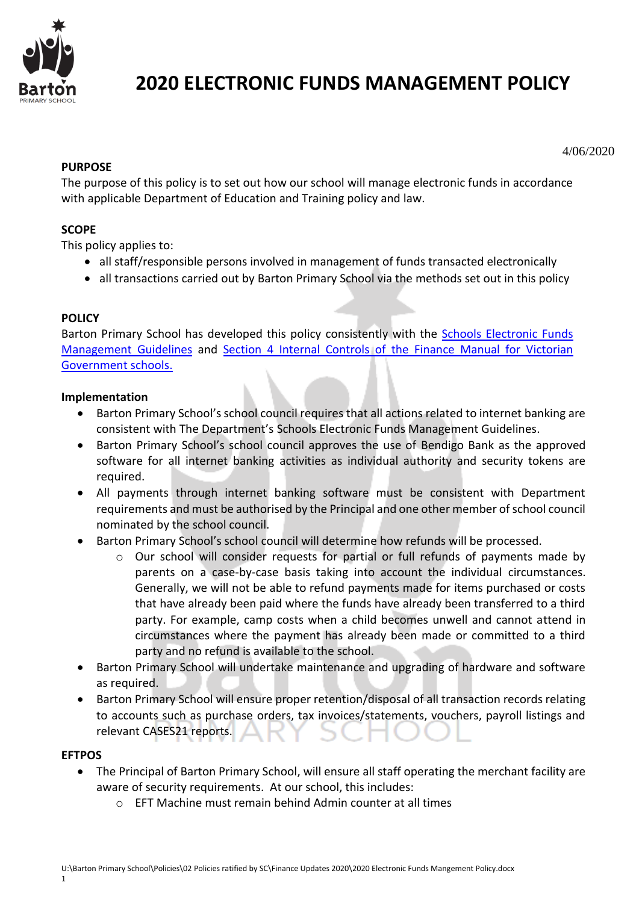# 2020 ELECTRONIC FUNDS MANAGEMENT POLICY

4/06/2020

## PURPOSE

The purpose of this policy is to set out how our school will manage electronic funds in accordance with applicable Department of Education and Training policy and law.

## SCOPE

This policy applies to:

- all staff/responsible persons involved in management of funds transacted electronically
- all transactions carried out by Barton Primary School via the methods set out in this policy

## POLICY

Barton Primary School has developed this policy consistently with the Schools Electronic Funds Management Guidelines and Section 4 Internal Controls of the Finance Manual for Victorian Government schools.

### Implementation

- Barton Primary School's school council requires that all actions related to internet banking are consistent with The Department's Schools Electronic Funds Management Guidelines.
- Barton Primary School's school council approves the use of Bendigo Bank as the approved software for all internet banking activities as individual authority and security tokens are required.
- All payments through internet banking software must be consistent with Department requirements and must be authorised by the Principal and one other member of school council nominated by the school council.
- Barton Primary School's school council will determine how refunds will be processed.
    - Our school will consider requests for partial or full refunds of payments made by parents on a case-by-case basis taking into account the individual circumstances. Generally, we will not be able to refund payments made for items purchased or costs that have already been paid where the funds have already been transferred to a third party. For example, camp costs when a child becomes unwell and cannot attend in circumstances where the payment has already been made or committed to a third party and no refund is available to the school.
- Barton Primary School will undertake maintenance and upgrading of hardware and software as required.
- Barton Primary School will ensure proper retention/disposal of all transaction records relating to accounts such as purchase orders, tax invoices/statements, vouchers, payroll listings and relevant CASES21 reports.

### EFTPOS

- The Principal of Barton Primary School, will ensure all staff operating the merchant facility are aware of security requirements. At our school, this includes:
    - EFT Machine must remain behind Admin counter at all times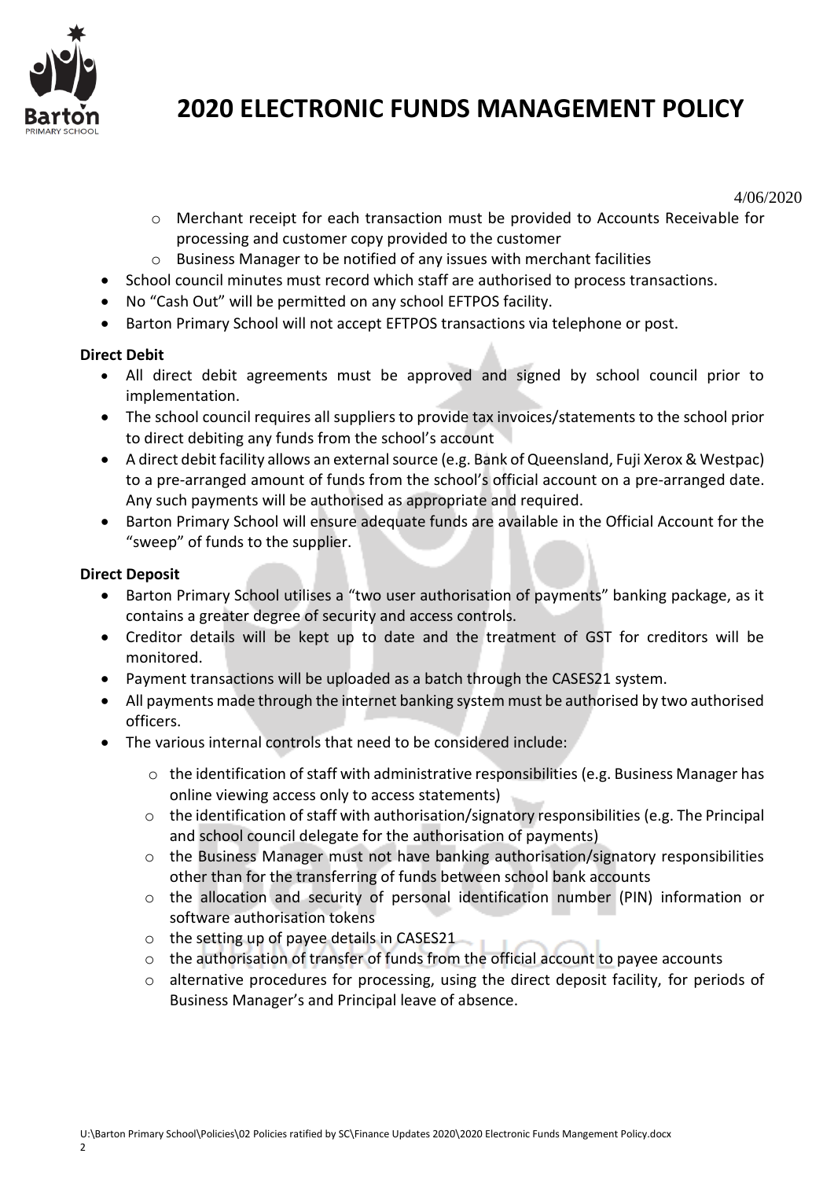4/06/2020

  - Merchant receipt for each transaction must be provided to Accounts Receivable for processing and customer copy provided to the customer
  - Business Manager to be notified of any issues with merchant facilities
- School council minutes must record which staff are authorised to process transactions.
- No "Cash Out" will be permitted on any school EFTPOS facility.
- Barton Primary School will not accept EFTPOS transactions via telephone or post.

**Direct Debit**

- All direct debit agreements must be approved and signed by school council prior to implementation.
- The school council requires all suppliers to provide tax invoices/statements to the school prior to direct debiting any funds from the school's account
- A direct debit facility allows an external source (e.g. Bank of Queensland, Fuji Xerox & Westpac) to a pre-arranged amount of funds from the school's official account on a pre-arranged date. Any such payments will be authorised as appropriate and required.
- Barton Primary School will ensure adequate funds are available in the Official Account for the "sweep" of funds to the supplier.

**Direct Deposit**

- Barton Primary School utilises a "two user authorisation of payments" banking package, as it contains a greater degree of security and access controls.
- Creditor details will be kept up to date and the treatment of GST for creditors will be monitored.
- Payment transactions will be uploaded as a batch through the CASES21 system.
- All payments made through the internet banking system must be authorised by two authorised officers.
- The various internal controls that need to be considered include:
  - the identification of staff with administrative responsibilities (e.g. Business Manager has online viewing access only to access statements)
  - the identification of staff with authorisation/signatory responsibilities (e.g. The Principal and school council delegate for the authorisation of payments)
  - the Business Manager must not have banking authorisation/signatory responsibilities other than for the transferring of funds between school bank accounts
  - the allocation and security of personal identification number (PIN) information or software authorisation tokens
  - the setting up of payee details in CASES21
  - the authorisation of transfer of funds from the official account to payee accounts
  - alternative procedures for processing, using the direct deposit facility, for periods of Business Manager's and Principal leave of absence.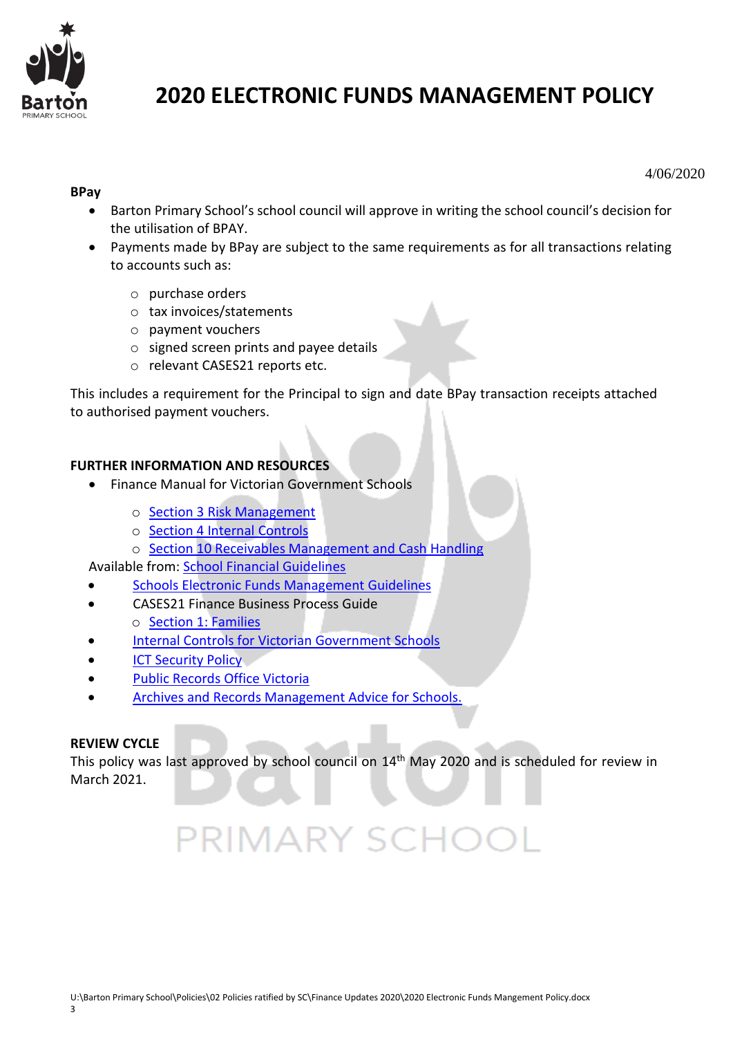# 2020 ELECTRONIC FUNDS MANAGEMENT POLICY

4/06/2020

**BPay**

- Barton Primary School's school council will approve in writing the school council's decision for the utilisation of BPAY.
- Payments made by BPay are subject to the same requirements as for all transactions relating to accounts such as:
  - purchase orders
  - tax invoices/statements
  - payment vouchers
  - signed screen prints and payee details
  - relevant CASES21 reports etc.

This includes a requirement for the Principal to sign and date BPay transaction receipts attached to authorised payment vouchers.

**FURTHER INFORMATION AND RESOURCES**

- Finance Manual for Victorian Government Schools
  - Section 3 Risk Management
  - Section 4 Internal Controls
  - Section 10 Receivables Management and Cash Handling

Available from: School Financial Guidelines

- Schools Electronic Funds Management Guidelines
- CASES21 Finance Business Process Guide
  - Section 1: Families
- Internal Controls for Victorian Government Schools
- ICT Security Policy
- Public Records Office Victoria
- Archives and Records Management Advice for Schools.

**REVIEW CYCLE**

This policy was last approved by school council on 14th May 2020 and is scheduled for review in March 2021.